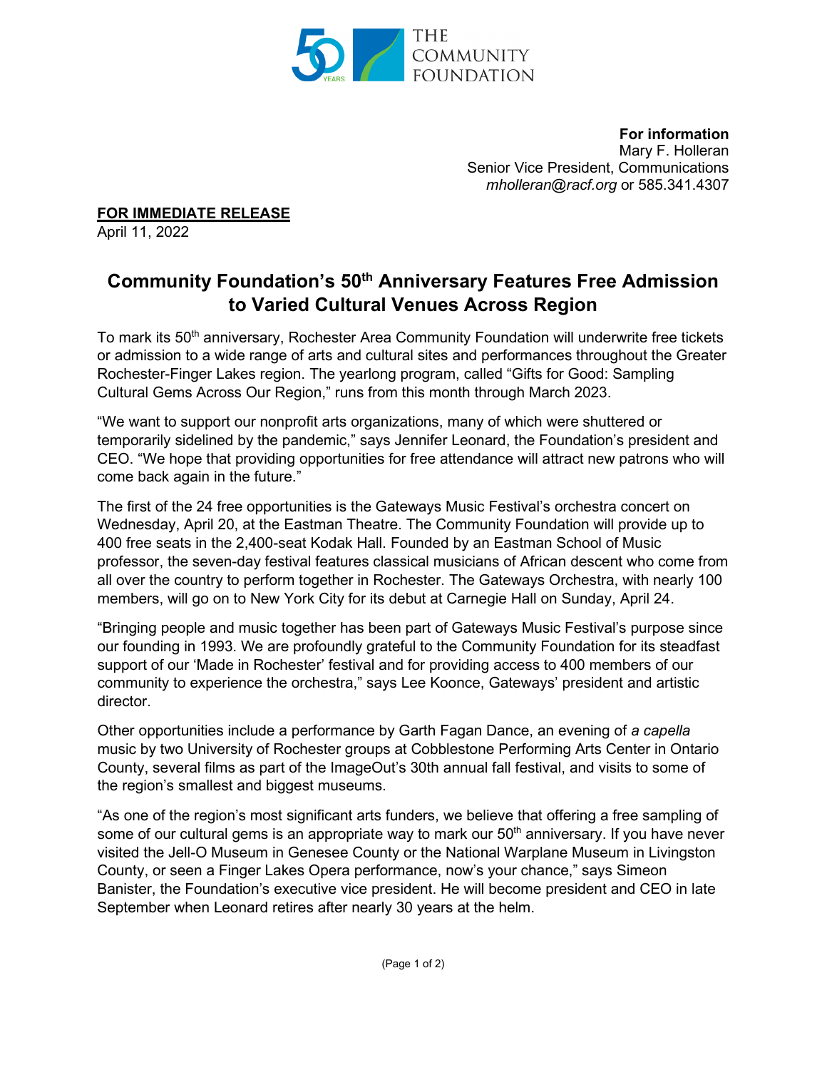THE COMMUNITY FOUNDATION

**For information**
Mary F. Holleran
Senior Vice President, Communications
*mholleran@racf.org* or 585.341.4307

**FOR IMMEDIATE RELEASE**
April 11, 2022

# Community Foundation's 50th Anniversary Features Free Admission to Varied Cultural Venues Across Region

To mark its 50th anniversary, Rochester Area Community Foundation will underwrite free tickets or admission to a wide range of arts and cultural sites and performances throughout the Greater Rochester-Finger Lakes region. The yearlong program, called "Gifts for Good: Sampling Cultural Gems Across Our Region," runs from this month through March 2023.

"We want to support our nonprofit arts organizations, many of which were shuttered or temporarily sidelined by the pandemic," says Jennifer Leonard, the Foundation's president and CEO. "We hope that providing opportunities for free attendance will attract new patrons who will come back again in the future."

The first of the 24 free opportunities is the Gateways Music Festival's orchestra concert on Wednesday, April 20, at the Eastman Theatre. The Community Foundation will provide up to 400 free seats in the 2,400-seat Kodak Hall. Founded by an Eastman School of Music professor, the seven-day festival features classical musicians of African descent who come from all over the country to perform together in Rochester. The Gateways Orchestra, with nearly 100 members, will go on to New York City for its debut at Carnegie Hall on Sunday, April 24.

"Bringing people and music together has been part of Gateways Music Festival's purpose since our founding in 1993. We are profoundly grateful to the Community Foundation for its steadfast support of our 'Made in Rochester' festival and for providing access to 400 members of our community to experience the orchestra," says Lee Koonce, Gateways' president and artistic director.

Other opportunities include a performance by Garth Fagan Dance, an evening of *a capella* music by two University of Rochester groups at Cobblestone Performing Arts Center in Ontario County, several films as part of the ImageOut's 30th annual fall festival, and visits to some of the region's smallest and biggest museums.

"As one of the region's most significant arts funders, we believe that offering a free sampling of some of our cultural gems is an appropriate way to mark our 50th anniversary. If you have never visited the Jell-O Museum in Genesee County or the National Warplane Museum in Livingston County, or seen a Finger Lakes Opera performance, now's your chance," says Simeon Banister, the Foundation's executive vice president. He will become president and CEO in late September when Leonard retires after nearly 30 years at the helm.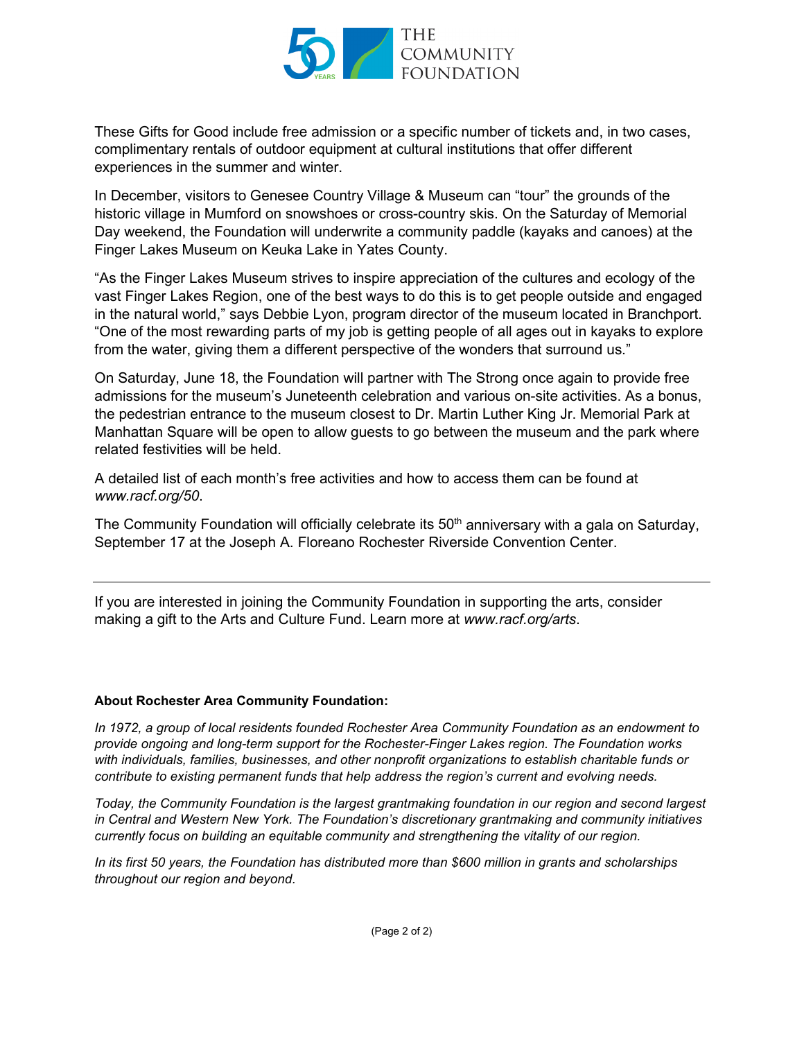These Gifts for Good include free admission or a specific number of tickets and, in two cases, complimentary rentals of outdoor equipment at cultural institutions that offer different experiences in the summer and winter.

In December, visitors to Genesee Country Village & Museum can "tour" the grounds of the historic village in Mumford on snowshoes or cross-country skis. On the Saturday of Memorial Day weekend, the Foundation will underwrite a community paddle (kayaks and canoes) at the Finger Lakes Museum on Keuka Lake in Yates County.

"As the Finger Lakes Museum strives to inspire appreciation of the cultures and ecology of the vast Finger Lakes Region, one of the best ways to do this is to get people outside and engaged in the natural world," says Debbie Lyon, program director of the museum located in Branchport. "One of the most rewarding parts of my job is getting people of all ages out in kayaks to explore from the water, giving them a different perspective of the wonders that surround us."

On Saturday, June 18, the Foundation will partner with The Strong once again to provide free admissions for the museum's Juneteenth celebration and various on-site activities. As a bonus, the pedestrian entrance to the museum closest to Dr. Martin Luther King Jr. Memorial Park at Manhattan Square will be open to allow guests to go between the museum and the park where related festivities will be held.

A detailed list of each month's free activities and how to access them can be found at *www.racf.org/50*.

The Community Foundation will officially celebrate its 50th anniversary with a gala on Saturday, September 17 at the Joseph A. Floreano Rochester Riverside Convention Center.

---

If you are interested in joining the Community Foundation in supporting the arts, consider making a gift to the Arts and Culture Fund. Learn more at *www.racf.org/arts*.

**About Rochester Area Community Foundation:**

*In 1972, a group of local residents founded Rochester Area Community Foundation as an endowment to provide ongoing and long-term support for the Rochester-Finger Lakes region. The Foundation works with individuals, families, businesses, and other nonprofit organizations to establish charitable funds or contribute to existing permanent funds that help address the region's current and evolving needs.*

*Today, the Community Foundation is the largest grantmaking foundation in our region and second largest in Central and Western New York. The Foundation's discretionary grantmaking and community initiatives currently focus on building an equitable community and strengthening the vitality of our region.*

*In its first 50 years, the Foundation has distributed more than $600 million in grants and scholarships throughout our region and beyond.*